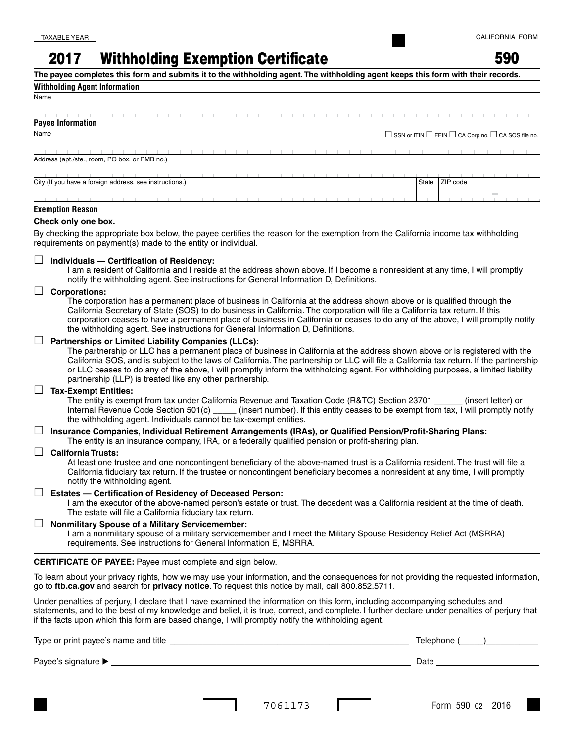TAXABLE YEAR

CALIFORNIA FORM

# 2017 Withholding Exemption Certificate 590

**The payee completes this form and submits it to the withholding agent. The withholding agent keeps this form with their records.**

## Withholding Agent Information

Name

## Payee Information

Name

☐ SSN or ITIN ☐ FEIN ☐ CA Corp no. ☐ CA SOS file no.

Address (apt./ste., room, PO box, or PMB no.)

City (If you have a foreign address, see instructions.) | State | ZIP code

## Exemption Reason

**Check only one box.**

By checking the appropriate box below, the payee certifies the reason for the exemption from the California income tax withholding requirements on payment(s) made to the entity or individual.

☐ **Individuals — Certification of Residency:**
I am a resident of California and I reside at the address shown above. If I become a nonresident at any time, I will promptly notify the withholding agent. See instructions for General Information D, Definitions.

☐ **Corporations:**
The corporation has a permanent place of business in California at the address shown above or is qualified through the California Secretary of State (SOS) to do business in California. The corporation will file a California tax return. If this corporation ceases to have a permanent place of business in California or ceases to do any of the above, I will promptly notify the withholding agent. See instructions for General Information D, Definitions.

☐ **Partnerships or Limited Liability Companies (LLCs):**
The partnership or LLC has a permanent place of business in California at the address shown above or is registered with the California SOS, and is subject to the laws of California. The partnership or LLC will file a California tax return. If the partnership or LLC ceases to do any of the above, I will promptly inform the withholding agent. For withholding purposes, a limited liability partnership (LLP) is treated like any other partnership.

☐ **Tax-Exempt Entities:**
The entity is exempt from tax under California Revenue and Taxation Code (R&TC) Section 23701 ______ (insert letter) or Internal Revenue Code Section 501(c) _____ (insert number). If this entity ceases to be exempt from tax, I will promptly notify the withholding agent. Individuals cannot be tax-exempt entities.

☐ **Insurance Companies, Individual Retirement Arrangements (IRAs), or Qualified Pension/Profit-Sharing Plans:**
The entity is an insurance company, IRA, or a federally qualified pension or profit-sharing plan.

☐ **California Trusts:**
At least one trustee and one noncontingent beneficiary of the above-named trust is a California resident. The trust will file a California fiduciary tax return. If the trustee or noncontingent beneficiary becomes a nonresident at any time, I will promptly notify the withholding agent.

☐ **Estates — Certification of Residency of Deceased Person:**
I am the executor of the above-named person's estate or trust. The decedent was a California resident at the time of death. The estate will file a California fiduciary tax return.

☐ **Nonmilitary Spouse of a Military Servicemember:**
I am a nonmilitary spouse of a military servicemember and I meet the Military Spouse Residency Relief Act (MSRRA) requirements. See instructions for General Information E, MSRRA.

**CERTIFICATE OF PAYEE:** Payee must complete and sign below.

To learn about your privacy rights, how we may use your information, and the consequences for not providing the requested information, go to **ftb.ca.gov** and search for **privacy notice**. To request this notice by mail, call 800.852.5711.

Under penalties of perjury, I declare that I have examined the information on this form, including accompanying schedules and statements, and to the best of my knowledge and belief, it is true, correct, and complete. I further declare under penalties of perjury that if the facts upon which this form are based change, I will promptly notify the withholding agent.

Type or print payee's name and title ________________________________ Telephone (_____)___________

Payee's signature ▶ ________________________________ Date ______________

7061173

Form 590 C2 2016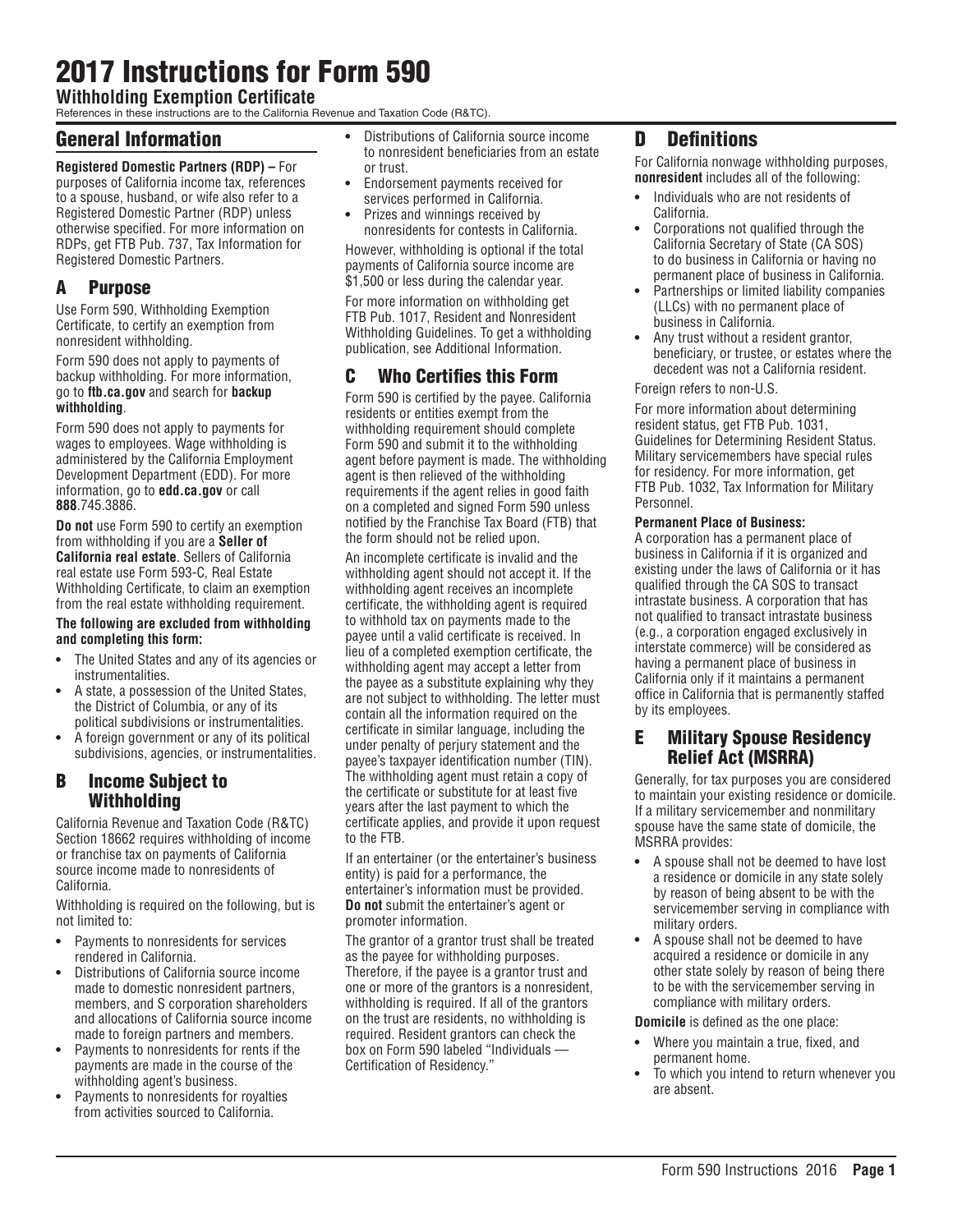# 2017 Instructions for Form 590

**Withholding Exemption Certificate**

References in these instructions are to the California Revenue and Taxation Code (R&TC).

## General Information

**Registered Domestic Partners (RDP) –** For purposes of California income tax, references to a spouse, husband, or wife also refer to a Registered Domestic Partner (RDP) unless otherwise specified. For more information on RDPs, get FTB Pub. 737, Tax Information for Registered Domestic Partners.

## A Purpose

Use Form 590, Withholding Exemption Certificate, to certify an exemption from nonresident withholding.

Form 590 does not apply to payments of backup withholding. For more information, go to **ftb.ca.gov** and search for **backup withholding**.

Form 590 does not apply to payments for wages to employees. Wage withholding is administered by the California Employment Development Department (EDD). For more information, go to **edd.ca.gov** or call **888**.745.3886.

**Do not** use Form 590 to certify an exemption from withholding if you are a **Seller of California real estate**. Sellers of California real estate use Form 593-C, Real Estate Withholding Certificate, to claim an exemption from the real estate withholding requirement.

**The following are excluded from withholding and completing this form:**

- The United States and any of its agencies or instrumentalities.
- A state, a possession of the United States, the District of Columbia, or any of its political subdivisions or instrumentalities.
- A foreign government or any of its political subdivisions, agencies, or instrumentalities.

## B Income Subject to Withholding

California Revenue and Taxation Code (R&TC) Section 18662 requires withholding of income or franchise tax on payments of California source income made to nonresidents of California.

Withholding is required on the following, but is not limited to:

- Payments to nonresidents for services rendered in California.
- Distributions of California source income made to domestic nonresident partners, members, and S corporation shareholders and allocations of California source income made to foreign partners and members.
- Payments to nonresidents for rents if the payments are made in the course of the withholding agent's business.
- Payments to nonresidents for royalties from activities sourced to California.
- Distributions of California source income to nonresident beneficiaries from an estate or trust.
- Endorsement payments received for services performed in California.
- Prizes and winnings received by nonresidents for contests in California.

However, withholding is optional if the total payments of California source income are $1,500 or less during the calendar year.

For more information on withholding get FTB Pub. 1017, Resident and Nonresident Withholding Guidelines. To get a withholding publication, see Additional Information.

## C Who Certifies this Form

Form 590 is certified by the payee. California residents or entities exempt from the withholding requirement should complete Form 590 and submit it to the withholding agent before payment is made. The withholding agent is then relieved of the withholding requirements if the agent relies in good faith on a completed and signed Form 590 unless notified by the Franchise Tax Board (FTB) that the form should not be relied upon.

An incomplete certificate is invalid and the withholding agent should not accept it. If the withholding agent receives an incomplete certificate, the withholding agent is required to withhold tax on payments made to the payee until a valid certificate is received. In lieu of a completed exemption certificate, the withholding agent may accept a letter from the payee as a substitute explaining why they are not subject to withholding. The letter must contain all the information required on the certificate in similar language, including the under penalty of perjury statement and the payee's taxpayer identification number (TIN). The withholding agent must retain a copy of the certificate or substitute for at least five years after the last payment to which the certificate applies, and provide it upon request to the FTB.

If an entertainer (or the entertainer's business entity) is paid for a performance, the entertainer's information must be provided. **Do not** submit the entertainer's agent or promoter information.

The grantor of a grantor trust shall be treated as the payee for withholding purposes. Therefore, if the payee is a grantor trust and one or more of the grantors is a nonresident, withholding is required. If all of the grantors on the trust are residents, no withholding is required. Resident grantors can check the box on Form 590 labeled "Individuals — Certification of Residency."

## D Definitions

For California nonwage withholding purposes, **nonresident** includes all of the following:

- Individuals who are not residents of California.
- Corporations not qualified through the California Secretary of State (CA SOS) to do business in California or having no permanent place of business in California.
- Partnerships or limited liability companies (LLCs) with no permanent place of business in California.
- Any trust without a resident grantor, beneficiary, or trustee, or estates where the decedent was not a California resident.

Foreign refers to non-U.S.

For more information about determining resident status, get FTB Pub. 1031, Guidelines for Determining Resident Status. Military servicemembers have special rules for residency. For more information, get FTB Pub. 1032, Tax Information for Military Personnel.

**Permanent Place of Business:**

A corporation has a permanent place of business in California if it is organized and existing under the laws of California or it has qualified through the CA SOS to transact intrastate business. A corporation that has not qualified to transact intrastate business (e.g., a corporation engaged exclusively in interstate commerce) will be considered as having a permanent place of business in California only if it maintains a permanent office in California that is permanently staffed by its employees.

## E Military Spouse Residency Relief Act (MSRRA)

Generally, for tax purposes you are considered to maintain your existing residence or domicile. If a military servicemember and nonmilitary spouse have the same state of domicile, the MSRRA provides:

- A spouse shall not be deemed to have lost a residence or domicile in any state solely by reason of being absent to be with the servicemember serving in compliance with military orders.
- A spouse shall not be deemed to have acquired a residence or domicile in any other state solely by reason of being there to be with the servicemember serving in compliance with military orders.

**Domicile** is defined as the one place:

- Where you maintain a true, fixed, and permanent home.
- To which you intend to return whenever you are absent.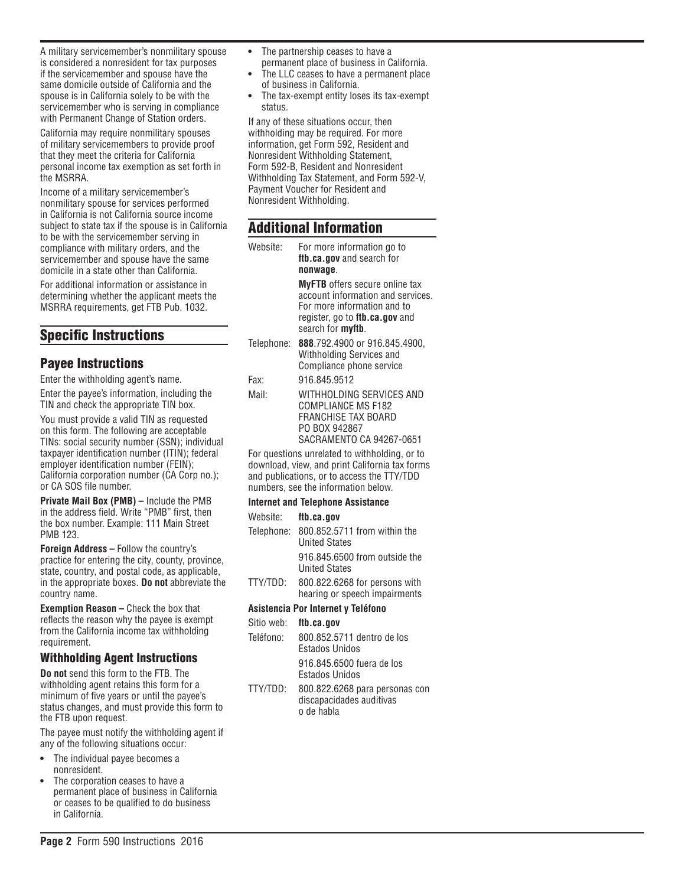A military servicemember's nonmilitary spouse is considered a nonresident for tax purposes if the servicemember and spouse have the same domicile outside of California and the spouse is in California solely to be with the servicemember who is serving in compliance with Permanent Change of Station orders.

California may require nonmilitary spouses of military servicemembers to provide proof that they meet the criteria for California personal income tax exemption as set forth in the MSRRA.

Income of a military servicemember's nonmilitary spouse for services performed in California is not California source income subject to state tax if the spouse is in California to be with the servicemember serving in compliance with military orders, and the servicemember and spouse have the same domicile in a state other than California.

For additional information or assistance in determining whether the applicant meets the MSRRA requirements, get FTB Pub. 1032.

## Specific Instructions

### Payee Instructions

Enter the withholding agent's name.

Enter the payee's information, including the TIN and check the appropriate TIN box.

You must provide a valid TIN as requested on this form. The following are acceptable TINs: social security number (SSN); individual taxpayer identification number (ITIN); federal employer identification number (FEIN); California corporation number (CA Corp no.); or CA SOS file number.

**Private Mail Box (PMB) –** Include the PMB in the address field. Write "PMB" first, then the box number. Example: 111 Main Street PMB 123.

**Foreign Address –** Follow the country's practice for entering the city, county, province, state, country, and postal code, as applicable, in the appropriate boxes. **Do not** abbreviate the country name.

**Exemption Reason –** Check the box that reflects the reason why the payee is exempt from the California income tax withholding requirement.

### Withholding Agent Instructions

**Do not** send this form to the FTB. The withholding agent retains this form for a minimum of five years or until the payee's status changes, and must provide this form to the FTB upon request.

The payee must notify the withholding agent if any of the following situations occur:

- The individual payee becomes a nonresident.
- The corporation ceases to have a permanent place of business in California or ceases to be qualified to do business in California.
- The partnership ceases to have a permanent place of business in California.
- The LLC ceases to have a permanent place of business in California.
- The tax-exempt entity loses its tax-exempt status.

If any of these situations occur, then withholding may be required. For more information, get Form 592, Resident and Nonresident Withholding Statement, Form 592-B, Resident and Nonresident Withholding Tax Statement, and Form 592-V, Payment Voucher for Resident and Nonresident Withholding.

## Additional Information

| | |
|---|---|
| Website: | For more information go to **ftb.ca.gov** and search for **nonwage**. |
| | **MyFTB** offers secure online tax account information and services. For more information and to register, go to **ftb.ca.gov** and search for **myftb**. |
| Telephone: | **888**.792.4900 or 916.845.4900, Withholding Services and Compliance phone service |
| Fax: | 916.845.9512 |
| Mail: | WITHHOLDING SERVICES AND COMPLIANCE MS F182<br>FRANCHISE TAX BOARD<br>PO BOX 942867<br>SACRAMENTO CA 94267-0651 |

For questions unrelated to withholding, or to download, view, and print California tax forms and publications, or to access the TTY/TDD numbers, see the information below.

**Internet and Telephone Assistance**

| | |
|---|---|
| Website: | **ftb.ca.gov** |
| Telephone: | 800.852.5711 from within the United States |
| | 916.845.6500 from outside the United States |
| TTY/TDD: | 800.822.6268 for persons with hearing or speech impairments |

**Asistencia Por Internet y Teléfono**

| | |
|---|---|
| Sitio web: | **ftb.ca.gov** |
| Teléfono: | 800.852.5711 dentro de los Estados Unidos |
| | 916.845.6500 fuera de los Estados Unidos |
| TTY/TDD: | 800.822.6268 para personas con discapacidades auditivas o de habla |